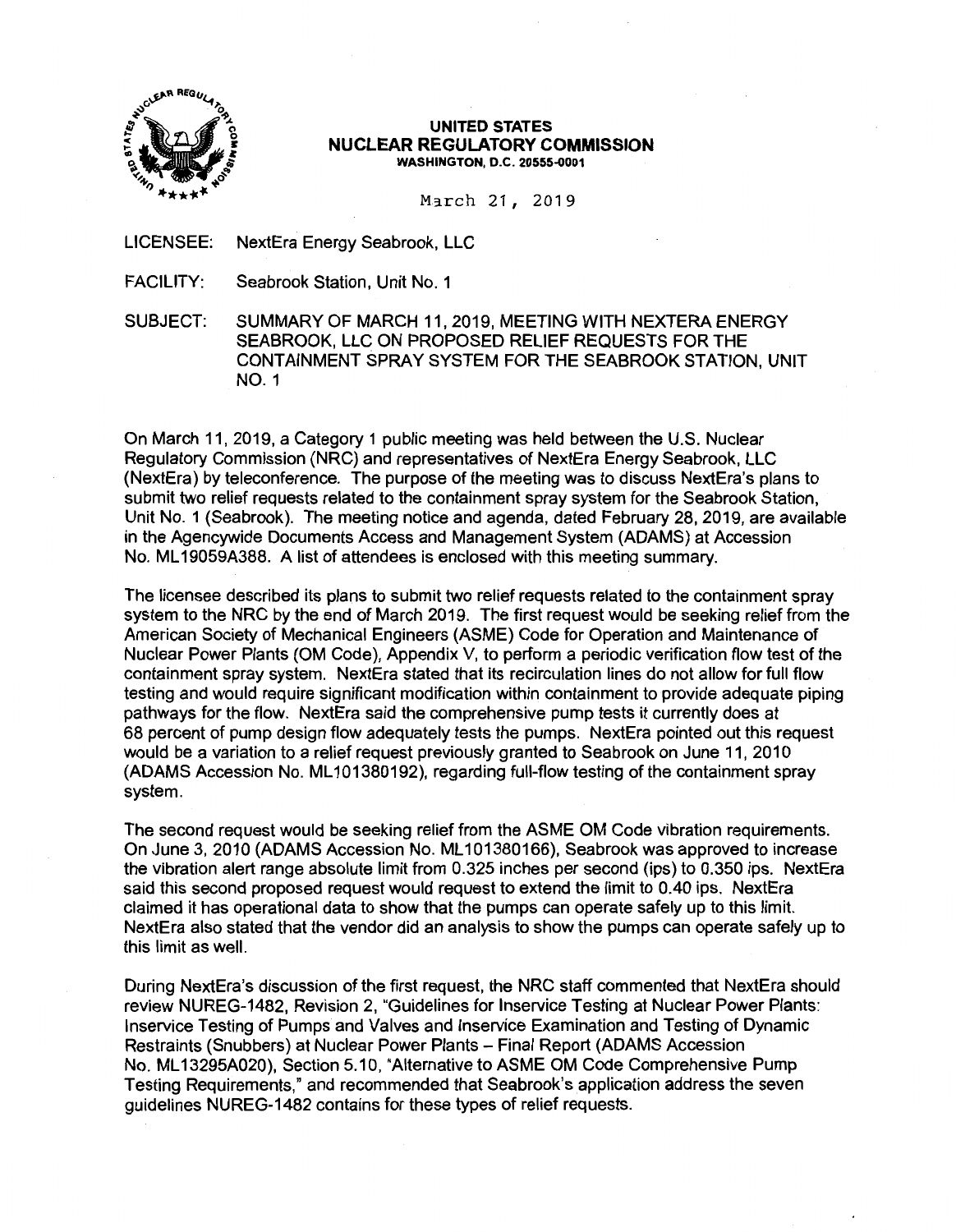# UNITED STATES NUCLEAR REGULATORY COMMISSION

WASHINGTON, D.C. 20555-0001

March 21, 2019

LICENSEE: NextEra Energy Seabrook, LLC

FACILITY: Seabrook Station, Unit No. 1

SUBJECT: SUMMARY OF MARCH 11, 2019, MEETING WITH NEXTERA ENERGY SEABROOK, LLC ON PROPOSED RELIEF REQUESTS FOR THE CONTAINMENT SPRAY SYSTEM FOR THE SEABROOK STATION, UNIT NO. 1

On March 11, 2019, a Category 1 public meeting was held between the U.S. Nuclear Regulatory Commission (NRC) and representatives of NextEra Energy Seabrook, LLC (NextEra) by teleconference. The purpose of the meeting was to discuss NextEra's plans to submit two relief requests related to the containment spray system for the Seabrook Station, Unit No. 1 (Seabrook). The meeting notice and agenda, dated February 28, 2019, are available in the Agencywide Documents Access and Management System (ADAMS) at Accession No. ML19059A388. A list of attendees is enclosed with this meeting summary.

The licensee described its plans to submit two relief requests related to the containment spray system to the NRC by the end of March 2019. The first request would be seeking relief from the American Society of Mechanical Engineers (ASME) Code for Operation and Maintenance of Nuclear Power Plants (OM Code), Appendix V, to perform a periodic verification flow test of the containment spray system. NextEra stated that its recirculation lines do not allow for full flow testing and would require significant modification within containment to provide adequate piping pathways for the flow. NextEra said the comprehensive pump tests it currently does at 68 percent of pump design flow adequately tests the pumps. NextEra pointed out this request would be a variation to a relief request previously granted to Seabrook on June 11, 2010 (ADAMS Accession No. ML101380192), regarding full-flow testing of the containment spray system.

The second request would be seeking relief from the ASME OM Code vibration requirements. On June 3, 2010 (ADAMS Accession No. ML101380166), Seabrook was approved to increase the vibration alert range absolute limit from 0.325 inches per second (ips) to 0.350 ips. NextEra said this second proposed request would request to extend the limit to 0.40 ips. NextEra claimed it has operational data to show that the pumps can operate safely up to this limit. NextEra also stated that the vendor did an analysis to show the pumps can operate safely up to this limit as well.

During NextEra's discussion of the first request, the NRC staff commented that NextEra should review NUREG-1482, Revision 2, "Guidelines for Inservice Testing at Nuclear Power Plants: Inservice Testing of Pumps and Valves and Inservice Examination and Testing of Dynamic Restraints (Snubbers) at Nuclear Power Plants – Final Report (ADAMS Accession No. ML13295A020), Section 5.10, "Alternative to ASME OM Code Comprehensive Pump Testing Requirements," and recommended that Seabrook's application address the seven guidelines NUREG-1482 contains for these types of relief requests.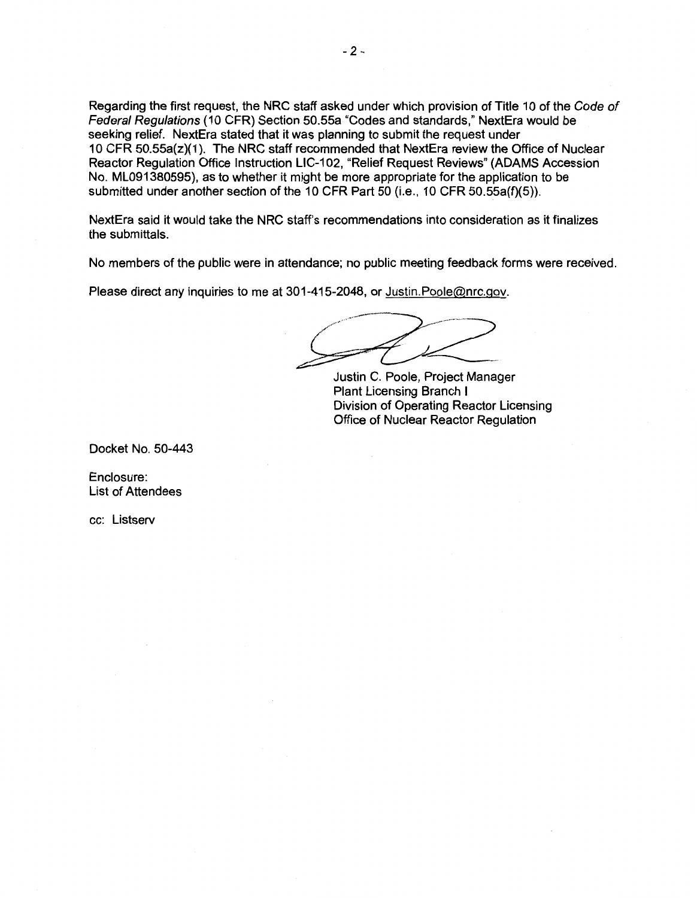Regarding the first request, the NRC staff asked under which provision of Title 10 of the *Code of Federal Regulations* (10 CFR) Section 50.55a "Codes and standards," NextEra would be seeking relief. NextEra stated that it was planning to submit the request under 10 CFR 50.55a(z)(1). The NRC staff recommended that NextEra review the Office of Nuclear Reactor Regulation Office Instruction LIC-102, "Relief Request Reviews" (ADAMS Accession No. ML091380595), as to whether it might be more appropriate for the application to be submitted under another section of the 10 CFR Part 50 (i.e., 10 CFR 50.55a(*f*)(5)).

NextEra said it would take the NRC staff's recommendations into consideration as it finalizes the submittals.

No members of the public were in attendance; no public meeting feedback forms were received.

Please direct any inquiries to me at 301-415-2048, or Justin.Poole@nrc.gov.

Justin C. Poole, Project Manager
Plant Licensing Branch I
Division of Operating Reactor Licensing
Office of Nuclear Reactor Regulation

Docket No. 50-443

Enclosure:
List of Attendees

cc: Listserv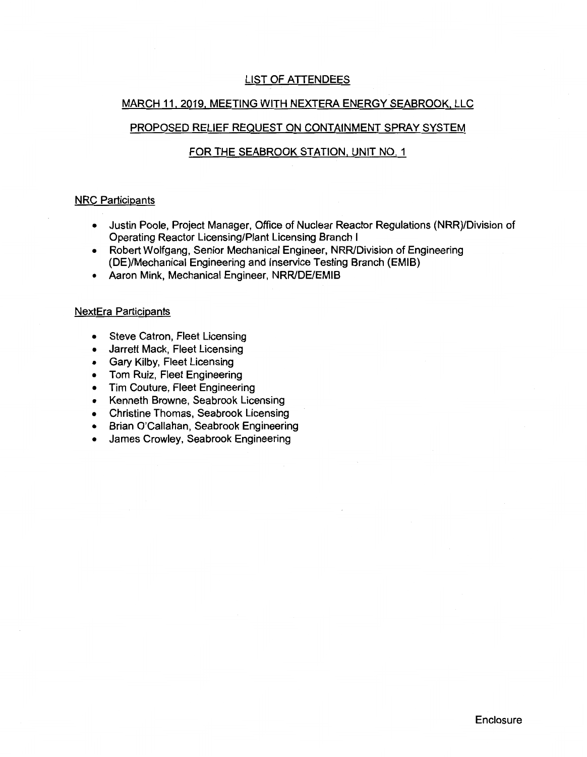# LIST OF ATTENDEES

## MARCH 11, 2019, MEETING WITH NEXTERA ENERGY SEABROOK, LLC

## PROPOSED RELIEF REQUEST ON CONTAINMENT SPRAY SYSTEM

## FOR THE SEABROOK STATION, UNIT NO. 1

### NRC Participants

- Justin Poole, Project Manager, Office of Nuclear Reactor Regulations (NRR)/Division of Operating Reactor Licensing/Plant Licensing Branch I
- Robert Wolfgang, Senior Mechanical Engineer, NRR/Division of Engineering (DE)/Mechanical Engineering and Inservice Testing Branch (EMIB)
- Aaron Mink, Mechanical Engineer, NRR/DE/EMIB

### NextEra Participants

- Steve Catron, Fleet Licensing
- Jarrett Mack, Fleet Licensing
- Gary Kilby, Fleet Licensing
- Tom Ruiz, Fleet Engineering
- Tim Couture, Fleet Engineering
- Kenneth Browne, Seabrook Licensing
- Christine Thomas, Seabrook Licensing
- Brian O'Callahan, Seabrook Engineering
- James Crowley, Seabrook Engineering

Enclosure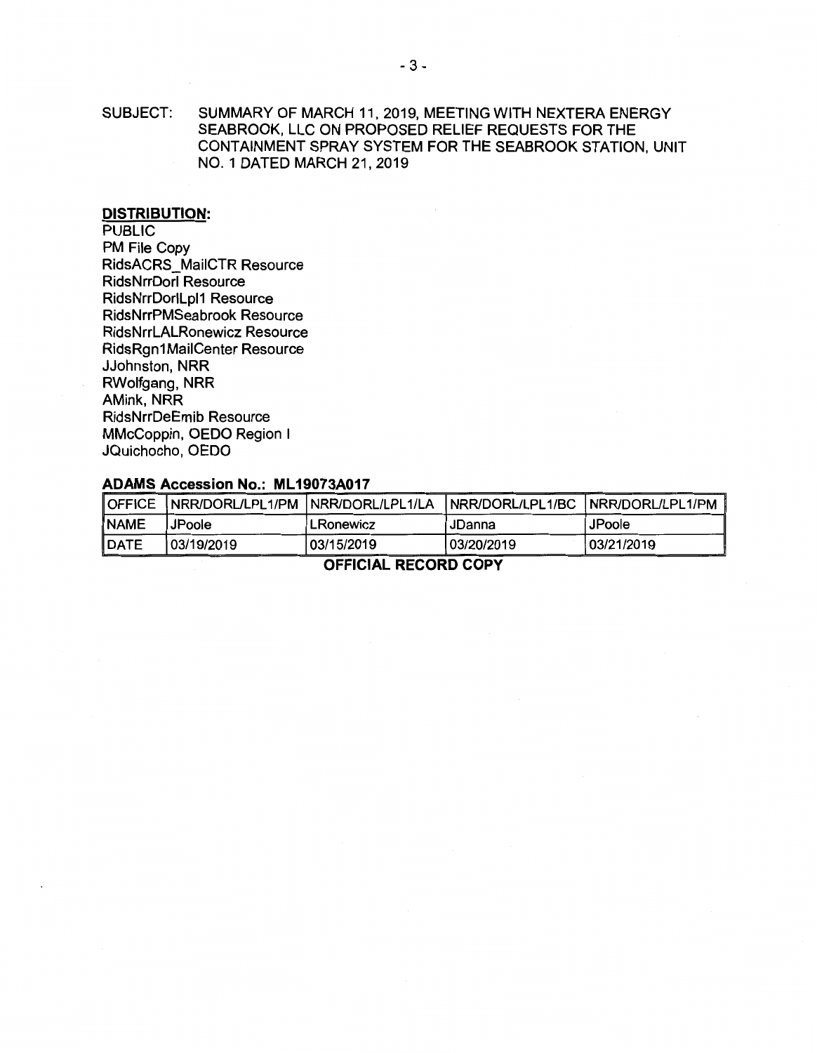SUBJECT: SUMMARY OF MARCH 11, 2019, MEETING WITH NEXTERA ENERGY SEABROOK, LLC ON PROPOSED RELIEF REQUESTS FOR THE CONTAINMENT SPRAY SYSTEM FOR THE SEABROOK STATION, UNIT NO. 1 DATED MARCH 21, 2019

**DISTRIBUTION:**

PUBLIC
PM File Copy
RidsACRS_MailCTR Resource
RidsNrrDorl Resource
RidsNrrDorlLpl1 Resource
RidsNrrPMSeabrook Resource
RidsNrrLALRonewicz Resource
RidsRgn1MailCenter Resource
JJohnston, NRR
RWolfgang, NRR
AMink, NRR
RidsNrrDeEmib Resource
MMcCoppin, OEDO Region I
JQuichocho, OEDO

**ADAMS Accession No.: ML19073A017**

| OFFICE | NRR/DORL/LPL1/PM | NRR/DORL/LPL1/LA | NRR/DORL/LPL1/BC | NRR/DORL/LPL1/PM |
|---|---|---|---|---|
| NAME | JPoole | LRonewicz | JDanna | JPoole |
| DATE | 03/19/2019 | 03/15/2019 | 03/20/2019 | 03/21/2019 |

**OFFICIAL RECORD COPY**